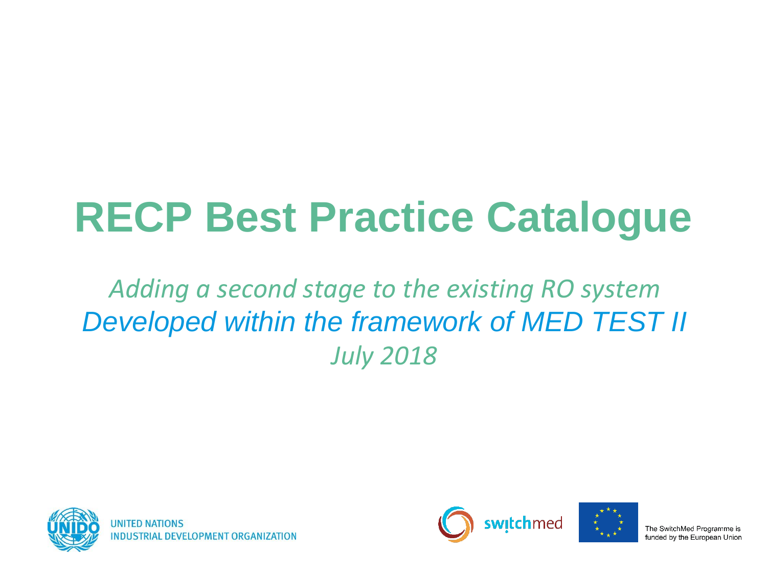# RECP Best Practice Catalogue

*Adding a second stage to the existing RO system*

*Developed within the framework of MED TEST II*

*July 2018*

UNITED NATIONS
INDUSTRIAL DEVELOPMENT ORGANIZATION

The SwitchMed Programme is funded by the European Union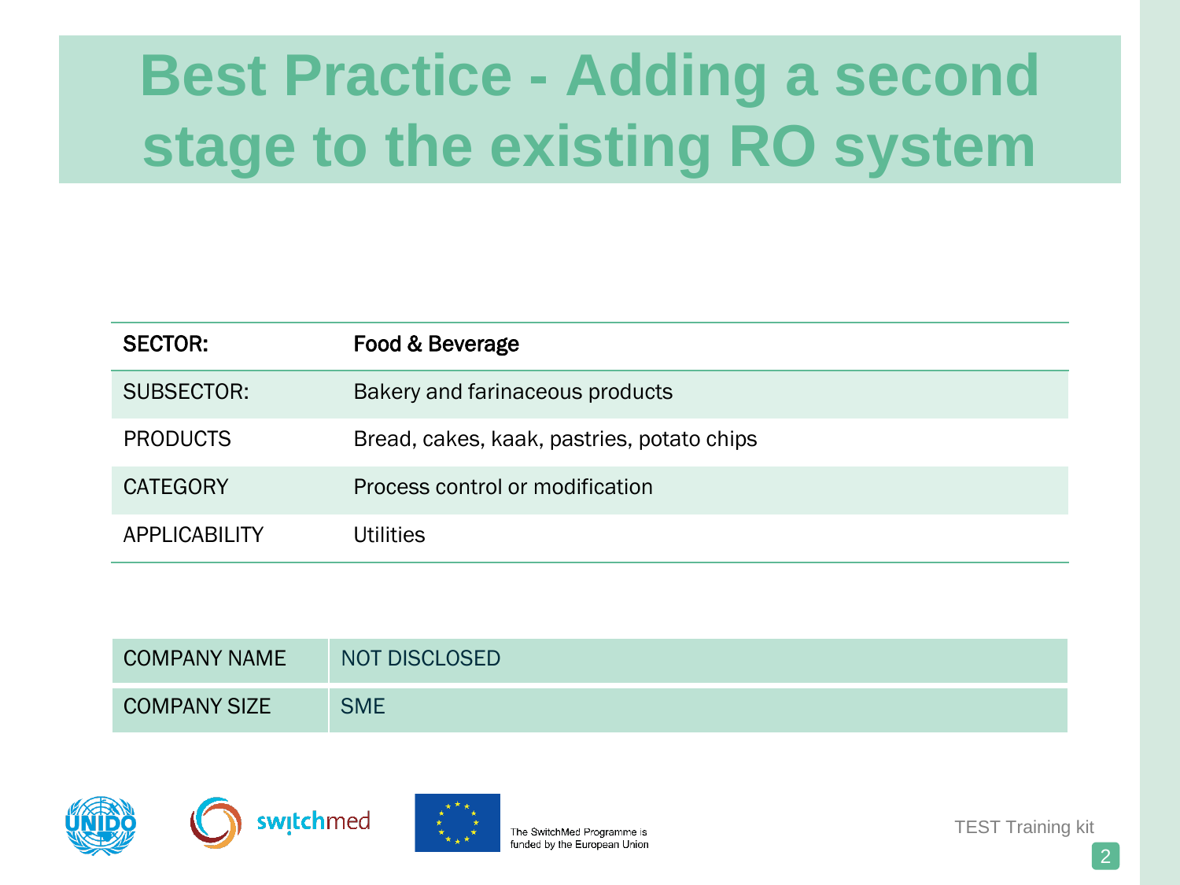# Best Practice - Adding a second stage to the existing RO system

| **SECTOR:** | **Food & Beverage** |
|---|---|
| SUBSECTOR: | Bakery and farinaceous products |
| PRODUCTS | Bread, cakes, kaak, pastries, potato chips |
| CATEGORY | Process control or modification |
| APPLICABILITY | Utilities |

| COMPANY NAME | NOT DISCLOSED |
|---|---|
| COMPANY SIZE | SME |

The SwitchMed Programme is funded by the European Union

TEST Training kit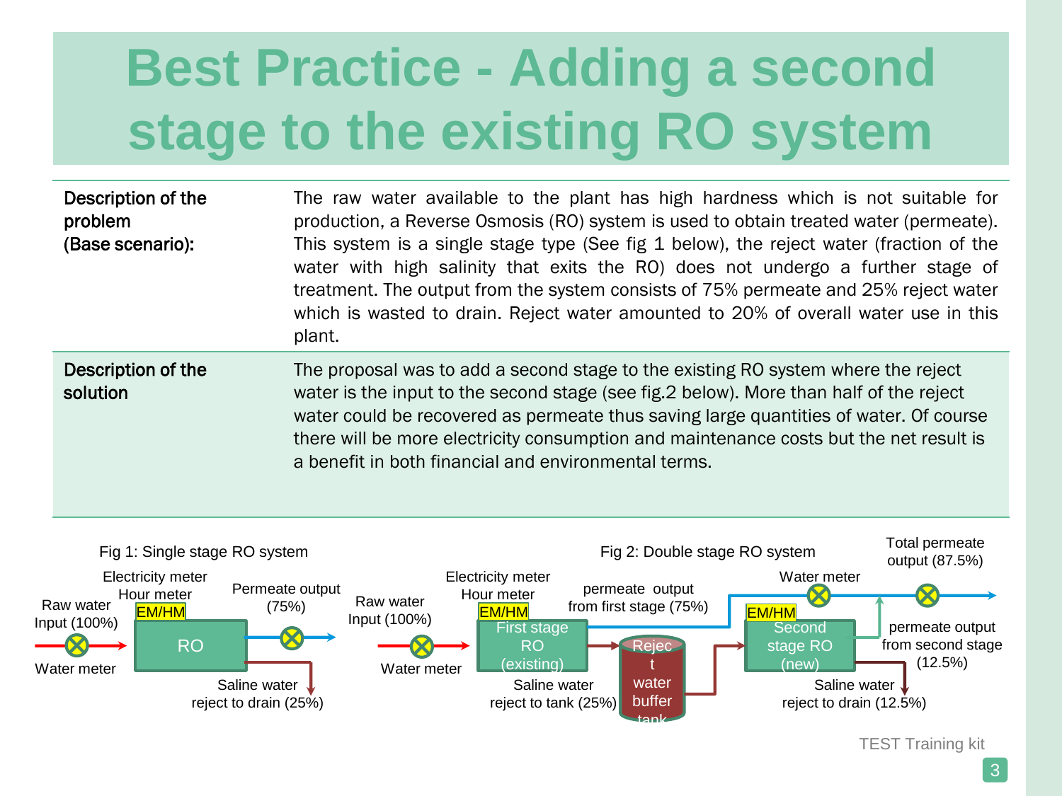# Best Practice - Adding a second stage to the existing RO system

| | |
|---|---|
| **Description of the problem (Base scenario):** | The raw water available to the plant has high hardness which is not suitable for production, a Reverse Osmosis (RO) system is used to obtain treated water (permeate). This system is a single stage type (See fig 1 below), the reject water (fraction of the water with high salinity that exits the RO) does not undergo a further stage of treatment. The output from the system consists of 75% permeate and 25% reject water which is wasted to drain. Reject water amounted to 20% of overall water use in this plant. |
| **Description of the solution** | The proposal was to add a second stage to the existing RO system where the reject water is the input to the second stage (see fig.2 below). More than half of the reject water could be recovered as permeate thus saving large quantities of water. Of course there will be more electricity consumption and maintenance costs but the net result is a benefit in both financial and environmental terms. |

Fig 1: Single stage RO system

Raw water Input (100%) · Water meter · Electricity meter Hour meter EM/HM · RO · Permeate output (75%) · Saline water reject to drain (25%)

Fig 2: Double stage RO system

Raw water Input (100%) · Water meter · Electricity meter Hour meter EM/HM · First stage RO (existing) · permeate output from first stage (75%) · Saline water reject to tank (25%) · Reject water buffer tank · EM/HM · Second stage RO (new) · permeate output from second stage (12.5%) · Saline water reject to drain (12.5%) · Water meter · Total permeate output (87.5%)

TEST Training kit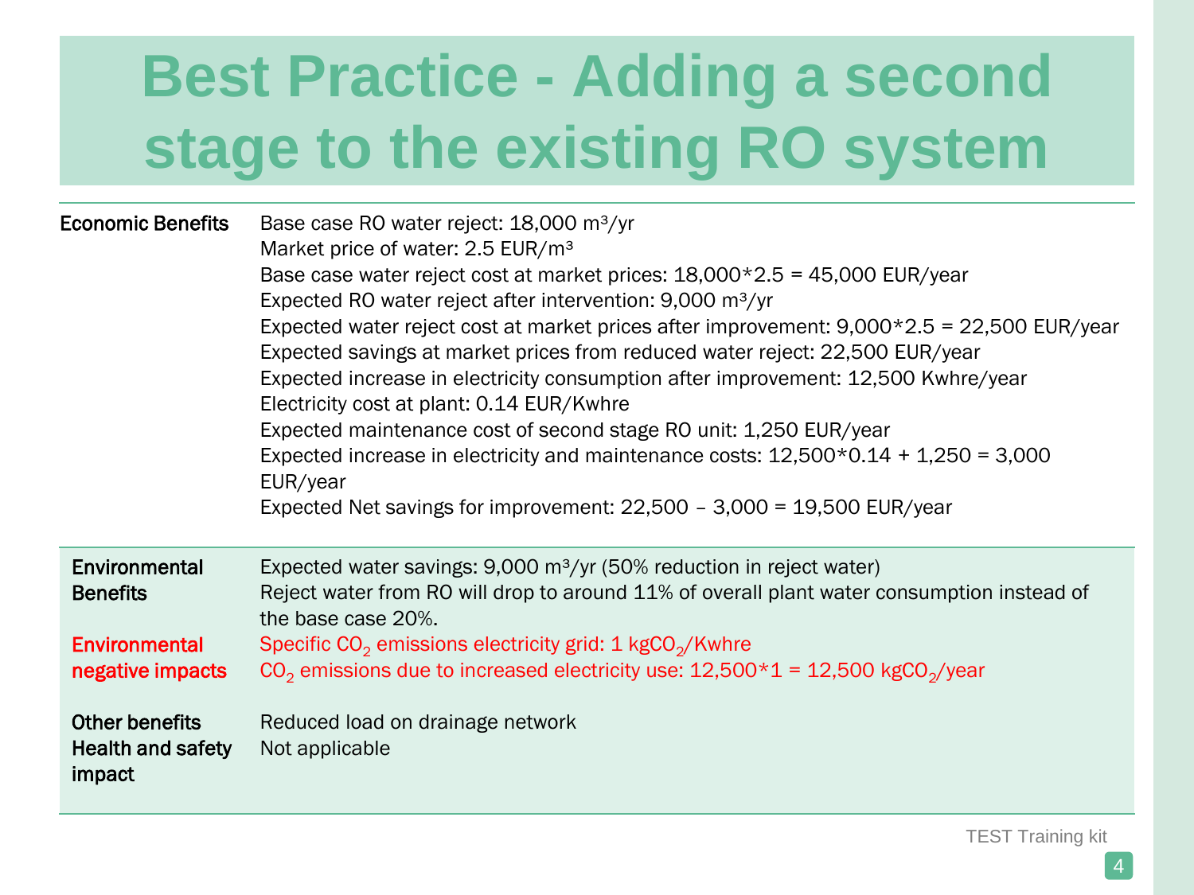# Best Practice - Adding a second stage to the existing RO system

| | |
|---|---|
| **Economic Benefits** | Base case RO water reject: 18,000 m³/yr<br>Market price of water: 2.5 EUR/m³<br>Base case water reject cost at market prices: 18,000*2.5 = 45,000 EUR/year<br>Expected RO water reject after intervention: 9,000 m³/yr<br>Expected water reject cost at market prices after improvement: 9,000*2.5 = 22,500 EUR/year<br>Expected savings at market prices from reduced water reject: 22,500 EUR/year<br>Expected increase in electricity consumption after improvement: 12,500 Kwhre/year<br>Electricity cost at plant: 0.14 EUR/Kwhre<br>Expected maintenance cost of second stage RO unit: 1,250 EUR/year<br>Expected increase in electricity and maintenance costs: 12,500*0.14 + 1,250 = 3,000 EUR/year<br>Expected Net savings for improvement: 22,500 – 3,000 = 19,500 EUR/year |
| **Environmental Benefits** | Expected water savings: 9,000 m³/yr (50% reduction in reject water)<br>Reject water from RO will drop to around 11% of overall plant water consumption instead of the base case 20%. |
| **Environmental negative impacts** | Specific $CO_2$ emissions electricity grid: 1 kg$CO_2$/Kwhre<br>$CO_2$ emissions due to increased electricity use: 12,500*1 = 12,500 kg$CO_2$/year |
| **Other benefits** | Reduced load on drainage network |
| **Health and safety impact** | Not applicable |

TEST Training kit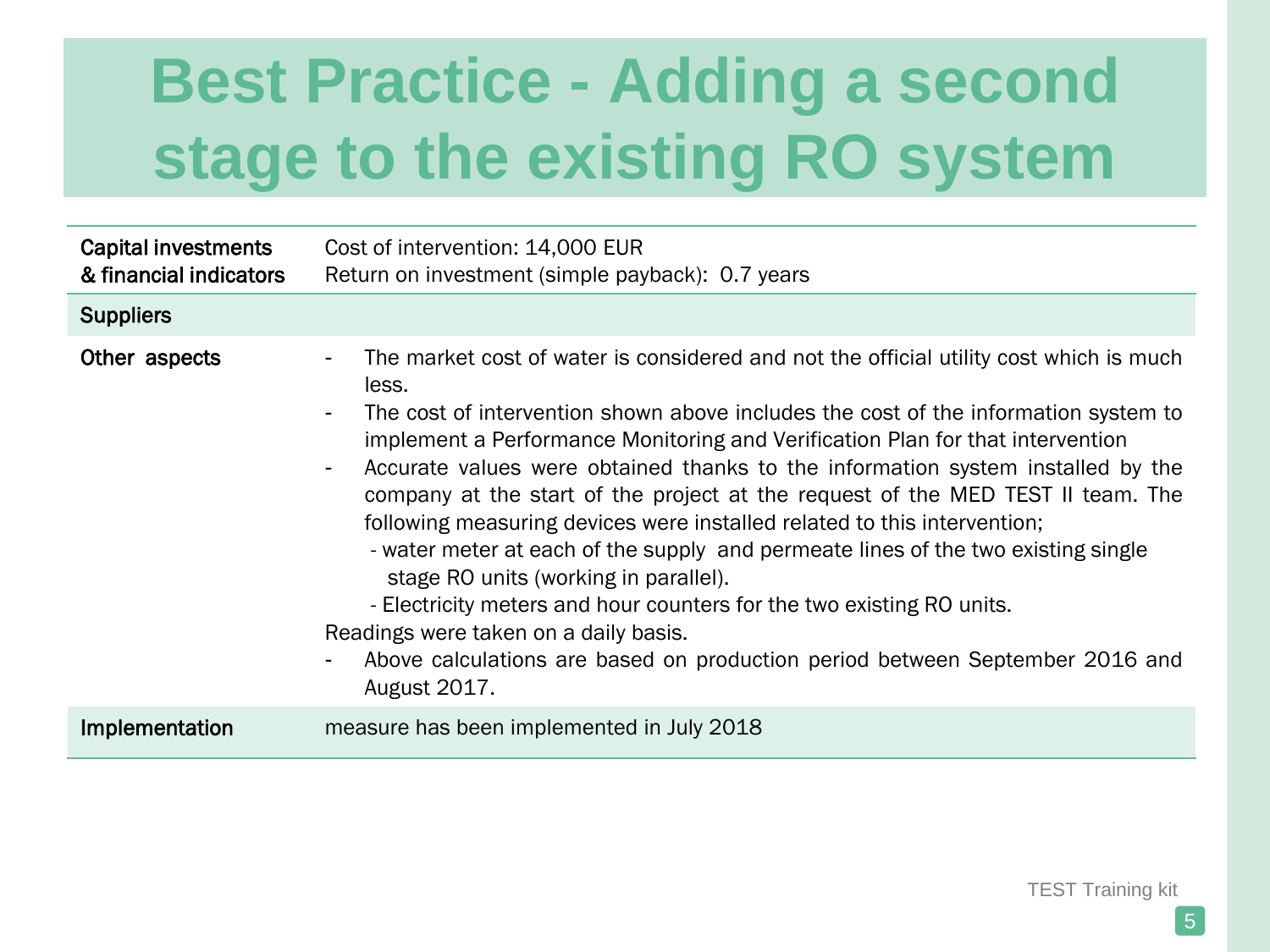# Best Practice - Adding a second stage to the existing RO system

| | |
|---|---|
| **Capital investments & financial indicators** | Cost of intervention: 14,000 EUR<br>Return on investment (simple payback): 0.7 years |
| **Suppliers** | |
| **Other aspects** | - The market cost of water is considered and not the official utility cost which is much less.<br>- The cost of intervention shown above includes the cost of the information system to implement a Performance Monitoring and Verification Plan for that intervention<br>- Accurate values were obtained thanks to the information system installed by the company at the start of the project at the request of the MED TEST II team. The following measuring devices were installed related to this intervention;<br>&nbsp;&nbsp;- water meter at each of the supply and permeate lines of the two existing single stage RO units (working in parallel).<br>&nbsp;&nbsp;- Electricity meters and hour counters for the two existing RO units.<br>Readings were taken on a daily basis.<br>- Above calculations are based on production period between September 2016 and August 2017. |
| **Implementation** | measure has been implemented in July 2018 |